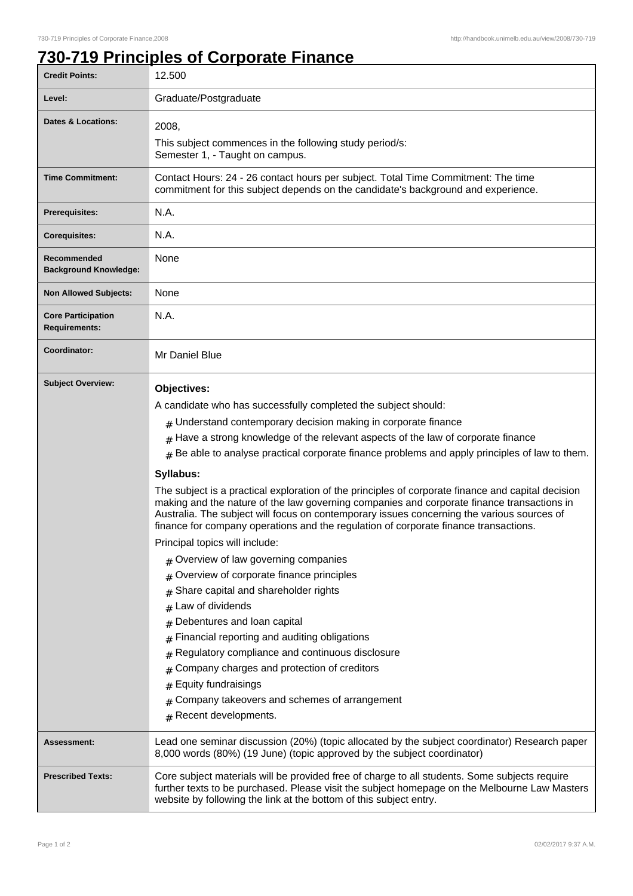# 730-719 Principles of Corporate Finance

| | |
|---|---|
| **Credit Points:** | 12.500 |
| **Level:** | Graduate/Postgraduate |
| **Dates & Locations:** | 2008,<br>This subject commences in the following study period/s:<br>Semester 1, - Taught on campus. |
| **Time Commitment:** | Contact Hours: 24 - 26 contact hours per subject. Total Time Commitment: The time commitment for this subject depends on the candidate's background and experience. |
| **Prerequisites:** | N.A. |
| **Corequisites:** | N.A. |
| **Recommended Background Knowledge:** | None |
| **Non Allowed Subjects:** | None |
| **Core Participation Requirements:** | N.A. |
| **Coordinator:** | Mr Daniel Blue |
| **Subject Overview:** | **Objectives:**<br>A candidate who has successfully completed the subject should:<br># Understand contemporary decision making in corporate finance<br># Have a strong knowledge of the relevant aspects of the law of corporate finance<br># Be able to analyse practical corporate finance problems and apply principles of law to them.<br>**Syllabus:**<br>The subject is a practical exploration of the principles of corporate finance and capital decision making and the nature of the law governing companies and corporate finance transactions in Australia. The subject will focus on contemporary issues concerning the various sources of finance for company operations and the regulation of corporate finance transactions.<br>Principal topics will include:<br># Overview of law governing companies<br># Overview of corporate finance principles<br># Share capital and shareholder rights<br># Law of dividends<br># Debentures and loan capital<br># Financial reporting and auditing obligations<br># Regulatory compliance and continuous disclosure<br># Company charges and protection of creditors<br># Equity fundraisings<br># Company takeovers and schemes of arrangement<br># Recent developments. |
| **Assessment:** | Lead one seminar discussion (20%) (topic allocated by the subject coordinator) Research paper 8,000 words (80%) (19 June) (topic approved by the subject coordinator) |
| **Prescribed Texts:** | Core subject materials will be provided free of charge to all students. Some subjects require further texts to be purchased. Please visit the subject homepage on the Melbourne Law Masters website by following the link at the bottom of this subject entry. |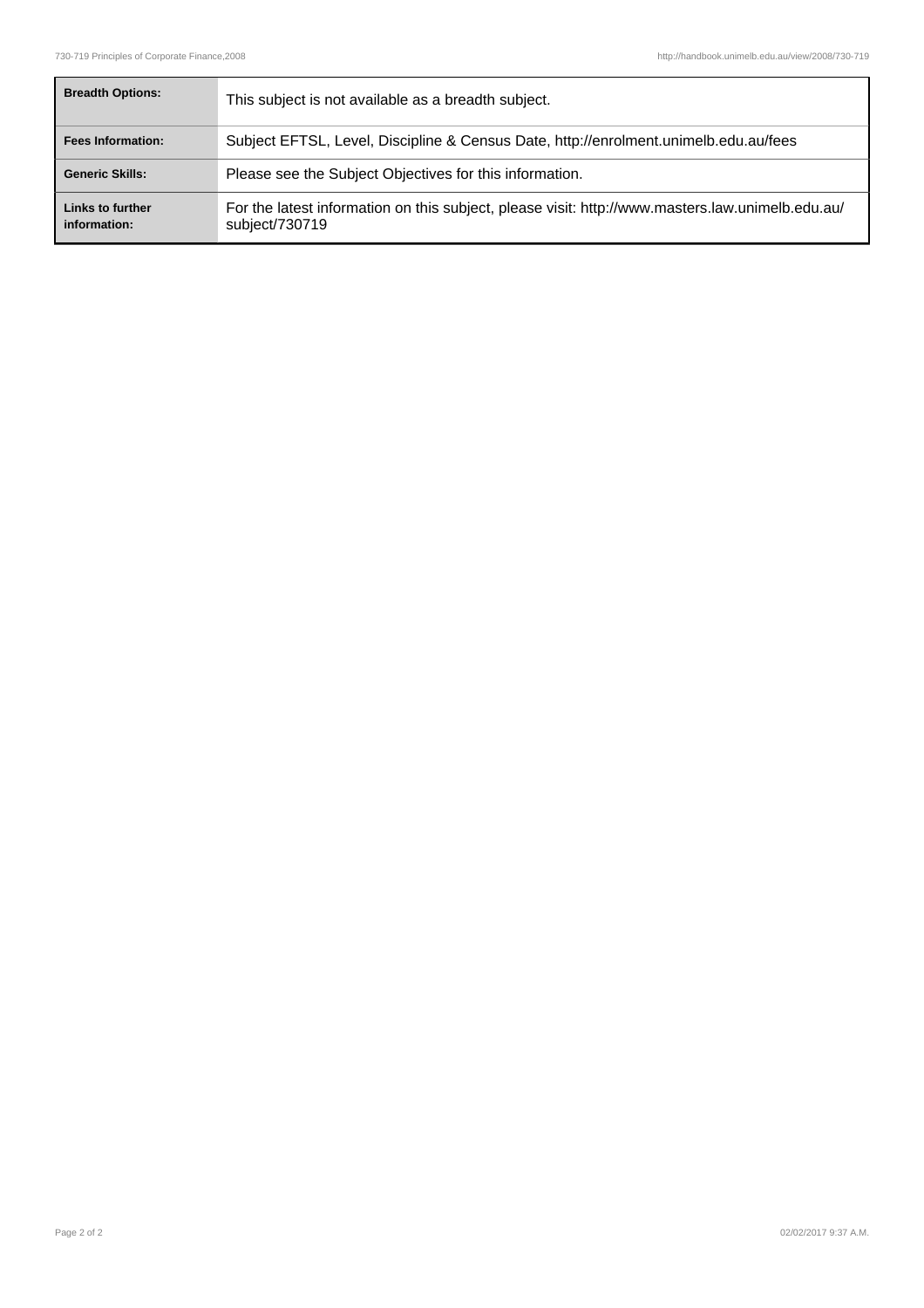| | |
|---|---|
| **Breadth Options:** | This subject is not available as a breadth subject. |
| **Fees Information:** | Subject EFTSL, Level, Discipline & Census Date, http://enrolment.unimelb.edu.au/fees |
| **Generic Skills:** | Please see the Subject Objectives for this information. |
| **Links to further information:** | For the latest information on this subject, please visit: http://www.masters.law.unimelb.edu.au/subject/730719 |